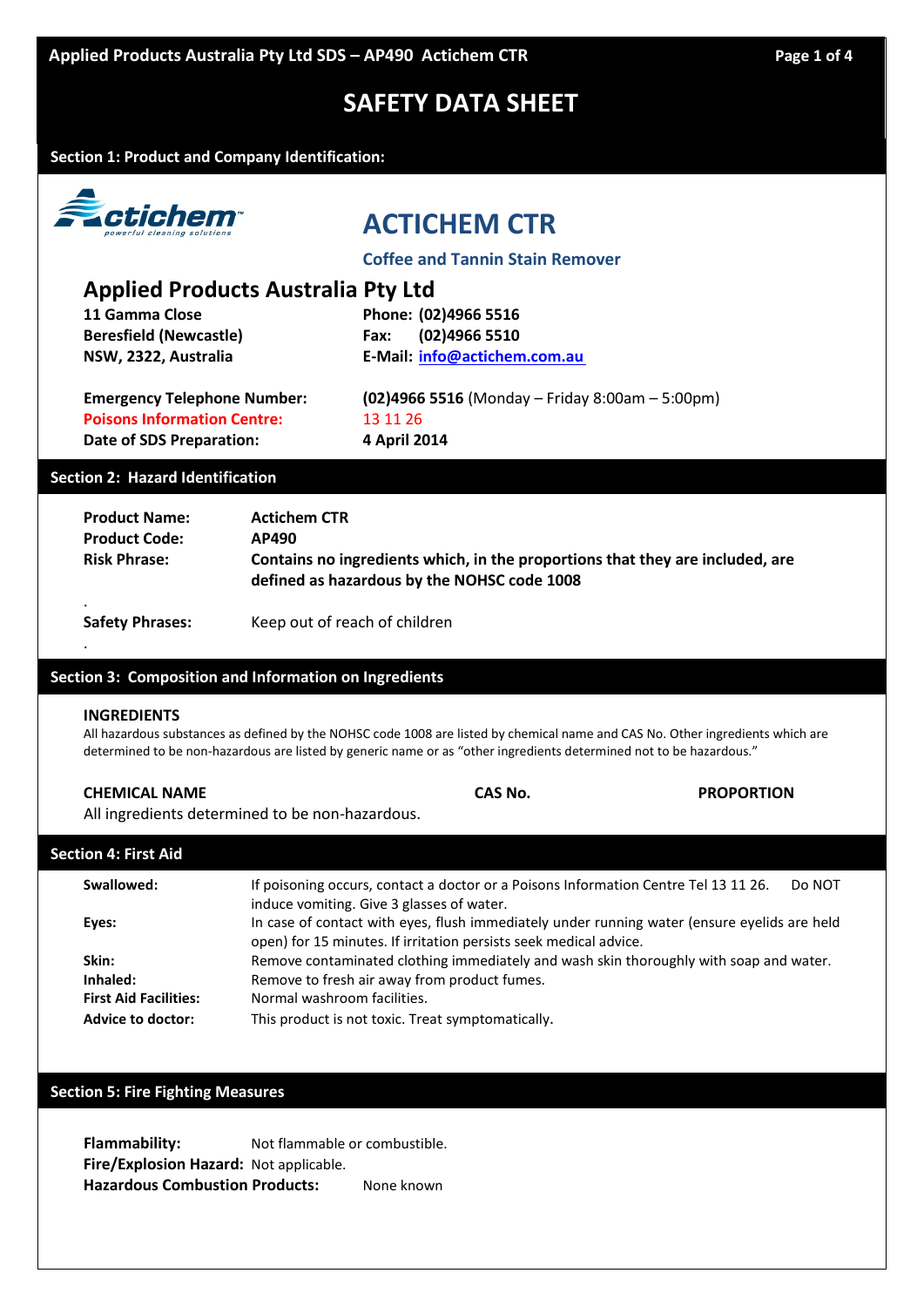# SAFETY DATA SHEET

## Section 1: Product and Company Identification:

# ACTICHEM CTR

**Coffee and Tannin Stain Remover**

## Applied Products Australia Pty Ltd

**11 Gamma Close**
**Beresfield (Newcastle)**
**NSW, 2322, Australia**

**Phone: (02)4966 5516**
**Fax: (02)4966 5510**
**E-Mail: info@actichem.com.au**

**Emergency Telephone Number:** **(02)4966 5516** (Monday – Friday 8:00am – 5:00pm)
**Poisons Information Centre:** 13 11 26
**Date of SDS Preparation:** **4 April 2014**

## Section 2: Hazard Identification

**Product Name:** **Actichem CTR**
**Product Code:** **AP490**
**Risk Phrase:** **Contains no ingredients which, in the proportions that they are included, are defined as hazardous by the NOHSC code 1008**

**Safety Phrases:** Keep out of reach of children

## Section 3: Composition and Information on Ingredients

**INGREDIENTS**

All hazardous substances as defined by the NOHSC code 1008 are listed by chemical name and CAS No. Other ingredients which are determined to be non-hazardous are listed by generic name or as "other ingredients determined not to be hazardous."

| CHEMICAL NAME | CAS No. | PROPORTION |
|---|---|---|
| All ingredients determined to be non-hazardous. | | |

## Section 4: First Aid

**Swallowed:** If poisoning occurs, contact a doctor or a Poisons Information Centre Tel 13 11 26. Do NOT induce vomiting. Give 3 glasses of water.
**Eyes:** In case of contact with eyes, flush immediately under running water (ensure eyelids are held open) for 15 minutes. If irritation persists seek medical advice.
**Skin:** Remove contaminated clothing immediately and wash skin thoroughly with soap and water.
**Inhaled:** Remove to fresh air away from product fumes.
**First Aid Facilities:** Normal washroom facilities.
**Advice to doctor:** This product is not toxic. Treat symptomatically.

## Section 5: Fire Fighting Measures

**Flammability:** Not flammable or combustible.
**Fire/Explosion Hazard:** Not applicable.
**Hazardous Combustion Products:** None known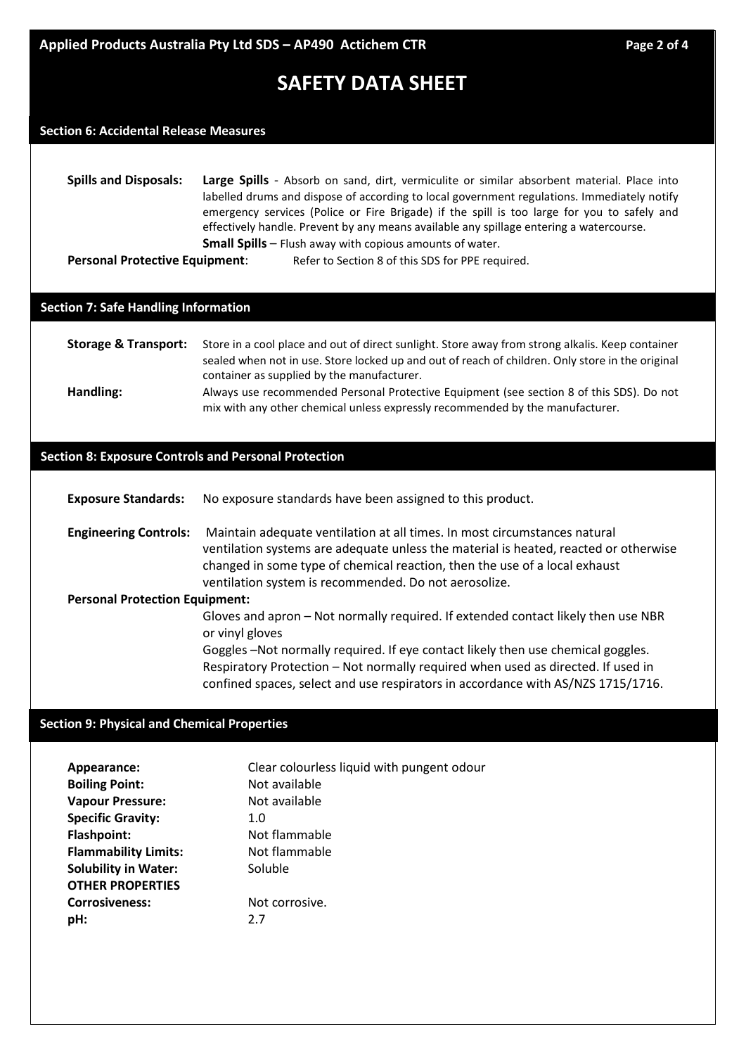# SAFETY DATA SHEET

## Section 6: Accidental Release Measures

**Spills and Disposals:** **Large Spills** - Absorb on sand, dirt, vermiculite or similar absorbent material. Place into labelled drums and dispose of according to local government regulations. Immediately notify emergency services (Police or Fire Brigade) if the spill is too large for you to safely and effectively handle. Prevent by any means available any spillage entering a watercourse.
**Small Spills** – Flush away with copious amounts of water.

**Personal Protective Equipment**: Refer to Section 8 of this SDS for PPE required.

## Section 7: Safe Handling Information

**Storage & Transport:** Store in a cool place and out of direct sunlight. Store away from strong alkalis. Keep container sealed when not in use. Store locked up and out of reach of children. Only store in the original container as supplied by the manufacturer.

**Handling:** Always use recommended Personal Protective Equipment (see section 8 of this SDS). Do not mix with any other chemical unless expressly recommended by the manufacturer.

## Section 8: Exposure Controls and Personal Protection

**Exposure Standards:** No exposure standards have been assigned to this product.

**Engineering Controls:** Maintain adequate ventilation at all times. In most circumstances natural ventilation systems are adequate unless the material is heated, reacted or otherwise changed in some type of chemical reaction, then the use of a local exhaust ventilation system is recommended. Do not aerosolize.

**Personal Protection Equipment:**

Gloves and apron – Not normally required. If extended contact likely then use NBR or vinyl gloves

Goggles –Not normally required. If eye contact likely then use chemical goggles.

Respiratory Protection – Not normally required when used as directed. If used in confined spaces, select and use respirators in accordance with AS/NZS 1715/1716.

## Section 9: Physical and Chemical Properties

**Appearance:** Clear colourless liquid with pungent odour
**Boiling Point:** Not available
**Vapour Pressure:** Not available
**Specific Gravity:** 1.0
**Flashpoint:** Not flammable
**Flammability Limits:** Not flammable
**Solubility in Water:** Soluble
**OTHER PROPERTIES**
**Corrosiveness:** Not corrosive.
**pH:** 2.7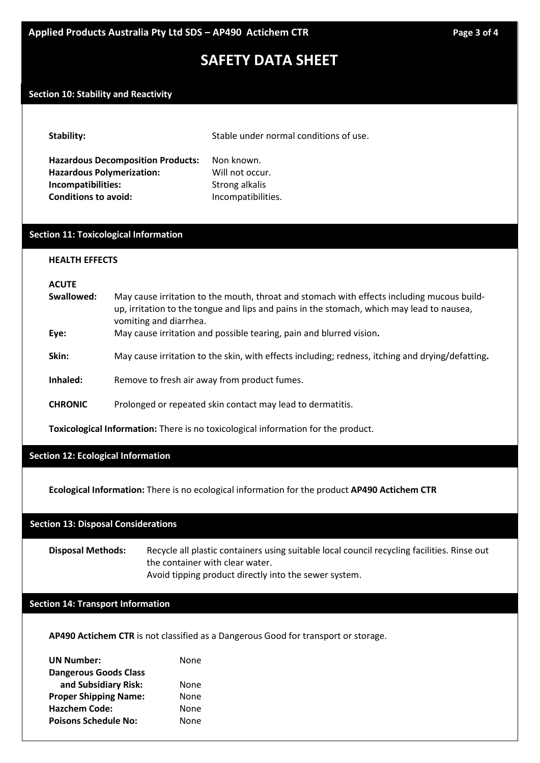# SAFETY DATA SHEET

## Section 10: Stability and Reactivity

**Stability:** Stable under normal conditions of use.

**Hazardous Decomposition Products:** Non known.
**Hazardous Polymerization:** Will not occur.
**Incompatibilities:** Strong alkalis
**Conditions to avoid:** Incompatibilities.

## Section 11: Toxicological Information

**HEALTH EFFECTS**

**ACUTE**

**Swallowed:** May cause irritation to the mouth, throat and stomach with effects including mucous build-up, irritation to the tongue and lips and pains in the stomach, which may lead to nausea, vomiting and diarrhea.

**Eye:** May cause irritation and possible tearing, pain and blurred vision**.**

**Skin:** May cause irritation to the skin, with effects including; redness, itching and drying/defatting**.**

**Inhaled:** Remove to fresh air away from product fumes.

**CHRONIC** Prolonged or repeated skin contact may lead to dermatitis.

**Toxicological Information:** There is no toxicological information for the product.

## Section 12: Ecological Information

**Ecological Information:** There is no ecological information for the product **AP490 Actichem CTR**

## Section 13: Disposal Considerations

**Disposal Methods:** Recycle all plastic containers using suitable local council recycling facilities. Rinse out the container with clear water.
Avoid tipping product directly into the sewer system.

## Section 14: Transport Information

**AP490 Actichem CTR** is not classified as a Dangerous Good for transport or storage.

**UN Number:** None
**Dangerous Goods Class and Subsidiary Risk:** None
**Proper Shipping Name:** None
**Hazchem Code:** None
**Poisons Schedule No:** None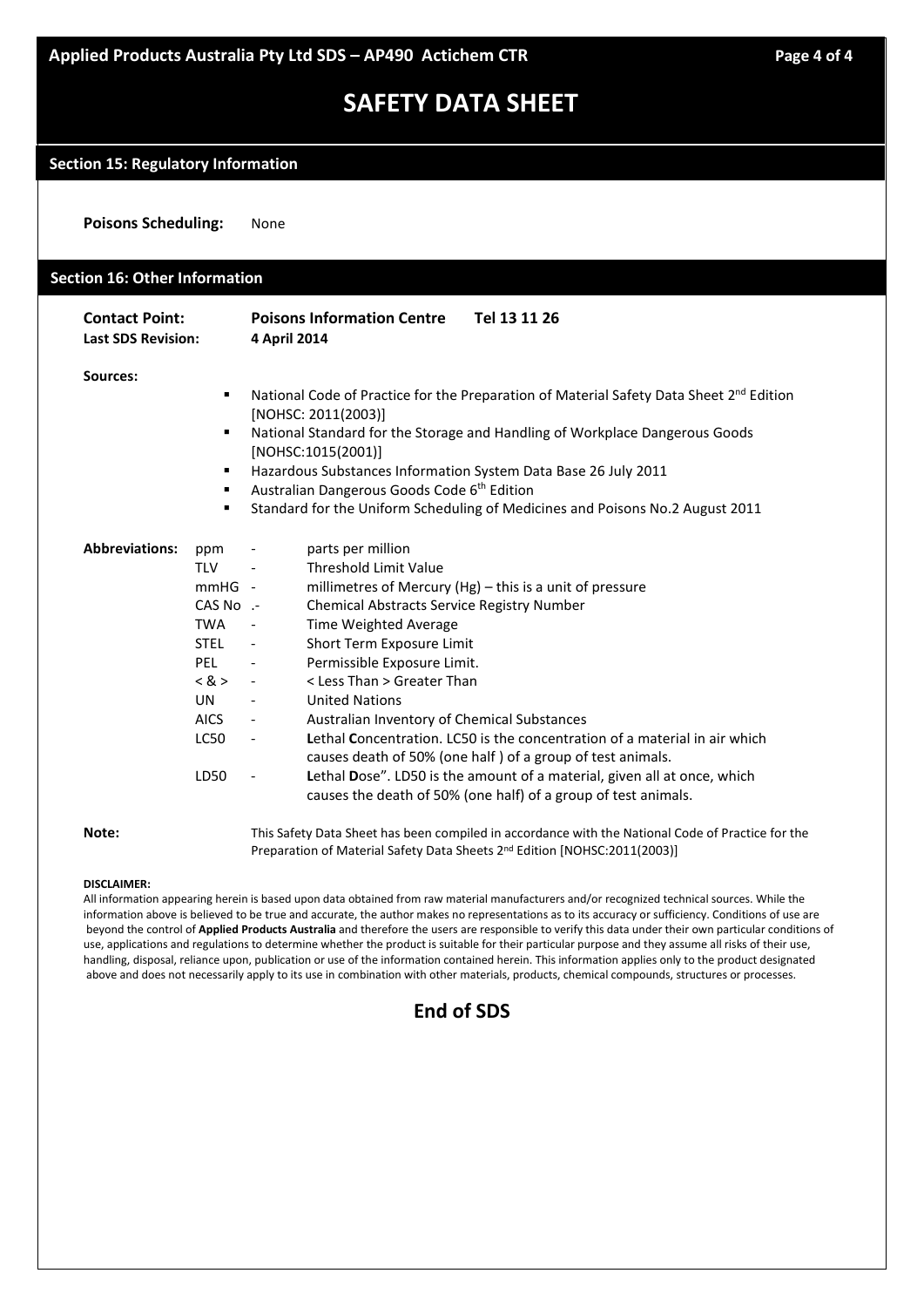# SAFETY DATA SHEET

## Section 15: Regulatory Information

**Poisons Scheduling:** None

## Section 16: Other Information

**Contact Point:** **Poisons Information Centre Tel 13 11 26**

**Last SDS Revision:** **4 April 2014**

**Sources:**

- National Code of Practice for the Preparation of Material Safety Data Sheet 2nd Edition [NOHSC: 2011(2003)]
- National Standard for the Storage and Handling of Workplace Dangerous Goods [NOHSC:1015(2001)]
- Hazardous Substances Information System Data Base 26 July 2011
- Australian Dangerous Goods Code 6th Edition
- Standard for the Uniform Scheduling of Medicines and Poisons No.2 August 2011

**Abbreviations:**

| | | |
|---|---|---|
| ppm | - | parts per million |
| TLV | - | Threshold Limit Value |
| mmHG | - | millimetres of Mercury (Hg) – this is a unit of pressure |
| CAS No | .- | Chemical Abstracts Service Registry Number |
| TWA | - | Time Weighted Average |
| STEL | - | Short Term Exposure Limit |
| PEL | - | Permissible Exposure Limit. |
| < & > | - | < Less Than > Greater Than |
| UN | - | United Nations |
| AICS | - | Australian Inventory of Chemical Substances |
| LC50 | - | **L**ethal **C**oncentration. LC50 is the concentration of a material in air which causes death of 50% (one half ) of a group of test animals. |
| LD50 | - | **L**ethal **D**ose". LD50 is the amount of a material, given all at once, which causes the death of 50% (one half) of a group of test animals. |

**Note:** This Safety Data Sheet has been compiled in accordance with the National Code of Practice for the Preparation of Material Safety Data Sheets 2nd Edition [NOHSC:2011(2003)]

**DISCLAIMER:**

All information appearing herein is based upon data obtained from raw material manufacturers and/or recognized technical sources. While the information above is believed to be true and accurate, the author makes no representations as to its accuracy or sufficiency. Conditions of use are beyond the control of **Applied Products Australia** and therefore the users are responsible to verify this data under their own particular conditions of use, applications and regulations to determine whether the product is suitable for their particular purpose and they assume all risks of their use, handling, disposal, reliance upon, publication or use of the information contained herein. This information applies only to the product designated above and does not necessarily apply to its use in combination with other materials, products, chemical compounds, structures or processes.

## End of SDS